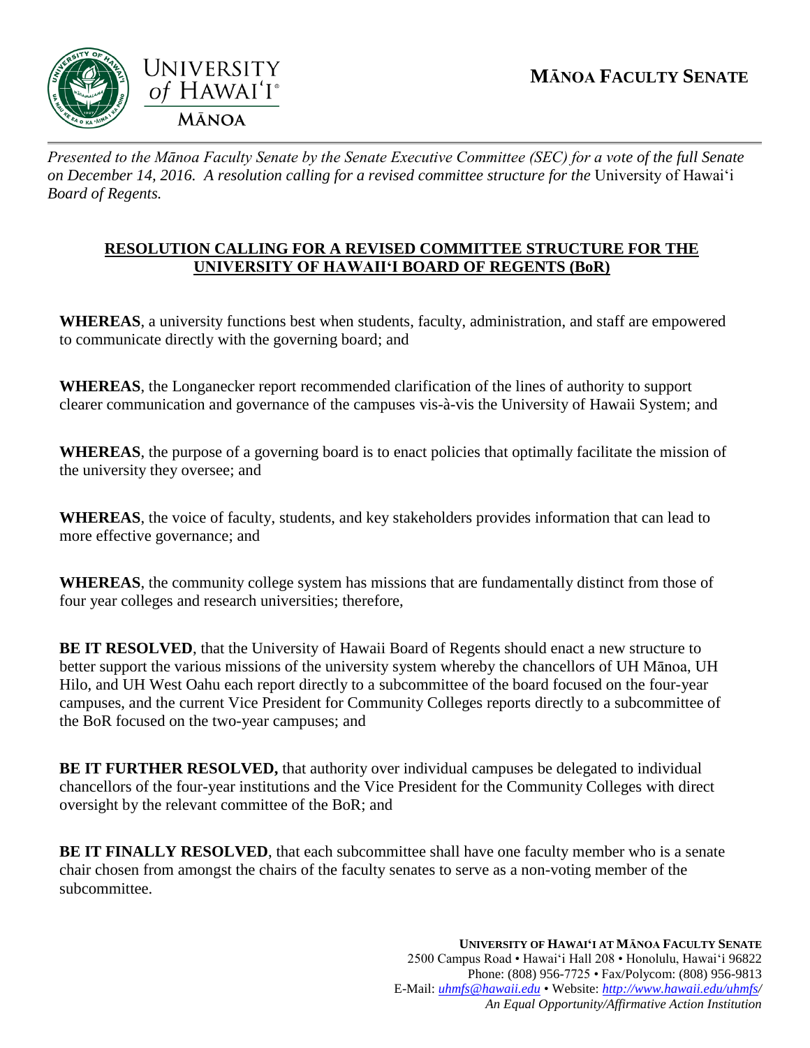# MĀNOA FACULTY SENATE

*Presented to the Mānoa Faculty Senate by the Senate Executive Committee (SEC) for a vote of the full Senate on December 14, 2016. A resolution calling for a revised committee structure for the* University of Hawai'i *Board of Regents.*

## RESOLUTION CALLING FOR A REVISED COMMITTEE STRUCTURE FOR THE UNIVERSITY OF HAWAII'I BOARD OF REGENTS (BoR)

**WHEREAS**, a university functions best when students, faculty, administration, and staff are empowered to communicate directly with the governing board; and

**WHEREAS**, the Longanecker report recommended clarification of the lines of authority to support clearer communication and governance of the campuses vis-à-vis the University of Hawaii System; and

**WHEREAS**, the purpose of a governing board is to enact policies that optimally facilitate the mission of the university they oversee; and

**WHEREAS**, the voice of faculty, students, and key stakeholders provides information that can lead to more effective governance; and

**WHEREAS**, the community college system has missions that are fundamentally distinct from those of four year colleges and research universities; therefore,

**BE IT RESOLVED**, that the University of Hawaii Board of Regents should enact a new structure to better support the various missions of the university system whereby the chancellors of UH Mānoa, UH Hilo, and UH West Oahu each report directly to a subcommittee of the board focused on the four-year campuses, and the current Vice President for Community Colleges reports directly to a subcommittee of the BoR focused on the two-year campuses; and

**BE IT FURTHER RESOLVED,** that authority over individual campuses be delegated to individual chancellors of the four-year institutions and the Vice President for the Community Colleges with direct oversight by the relevant committee of the BoR; and

**BE IT FINALLY RESOLVED**, that each subcommittee shall have one faculty member who is a senate chair chosen from amongst the chairs of the faculty senates to serve as a non-voting member of the subcommittee.

**UNIVERSITY OF HAWAI'I AT MĀNOA FACULTY SENATE**
2500 Campus Road • Hawai'i Hall 208 • Honolulu, Hawai'i 96822
Phone: (808) 956-7725 • Fax/Polycom: (808) 956-9813
E-Mail: uhmfs@hawaii.edu • Website: http://www.hawaii.edu/uhmfs/
*An Equal Opportunity/Affirmative Action Institution*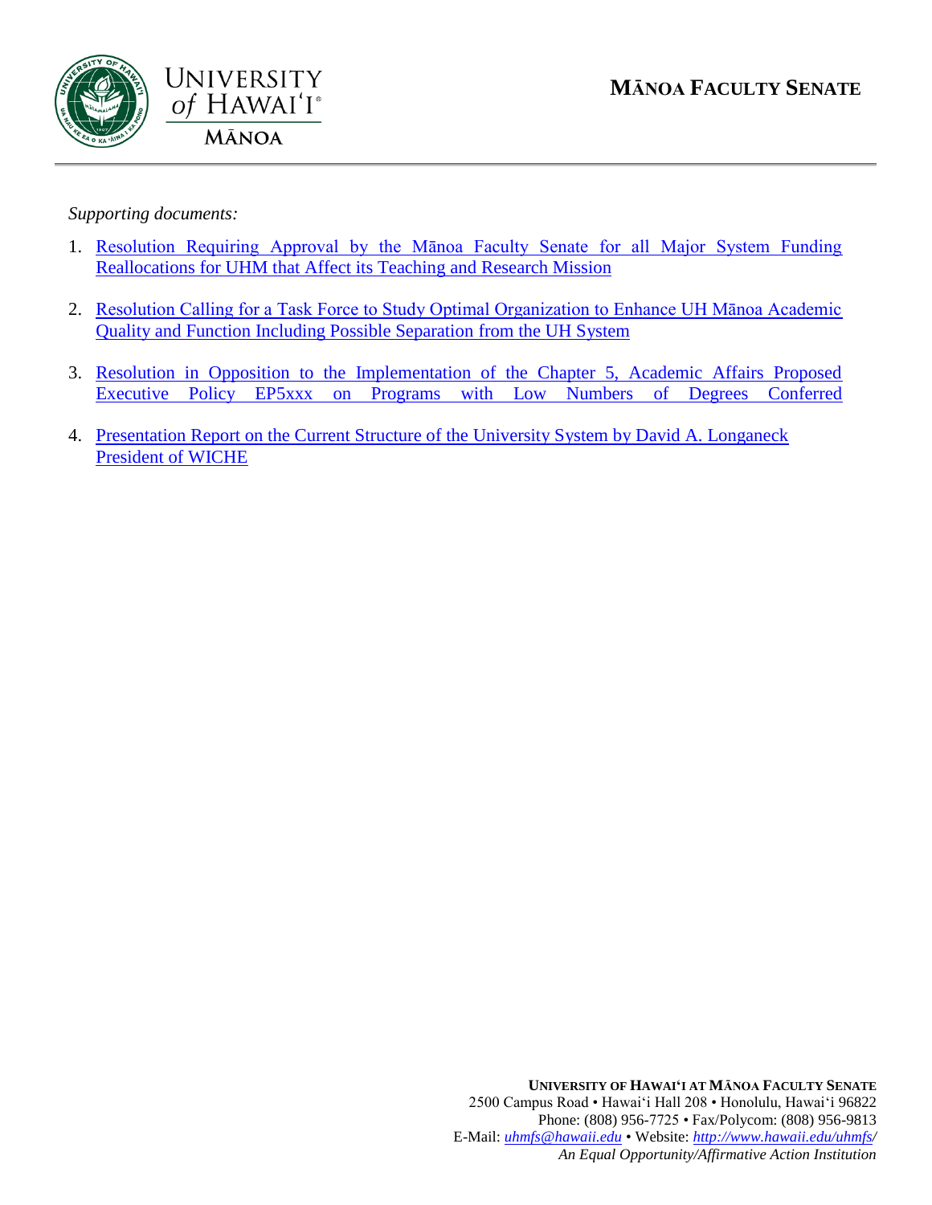*Supporting documents:*

1. Resolution Requiring Approval by the Mānoa Faculty Senate for all Major System Funding Reallocations for UHM that Affect its Teaching and Research Mission

2. Resolution Calling for a Task Force to Study Optimal Organization to Enhance UH Mānoa Academic Quality and Function Including Possible Separation from the UH System

3. Resolution in Opposition to the Implementation of the Chapter 5, Academic Affairs Proposed Executive Policy EP5xxx on Programs with Low Numbers of Degrees Conferred

4. Presentation Report on the Current Structure of the University System by David A. Longaneck President of WICHE